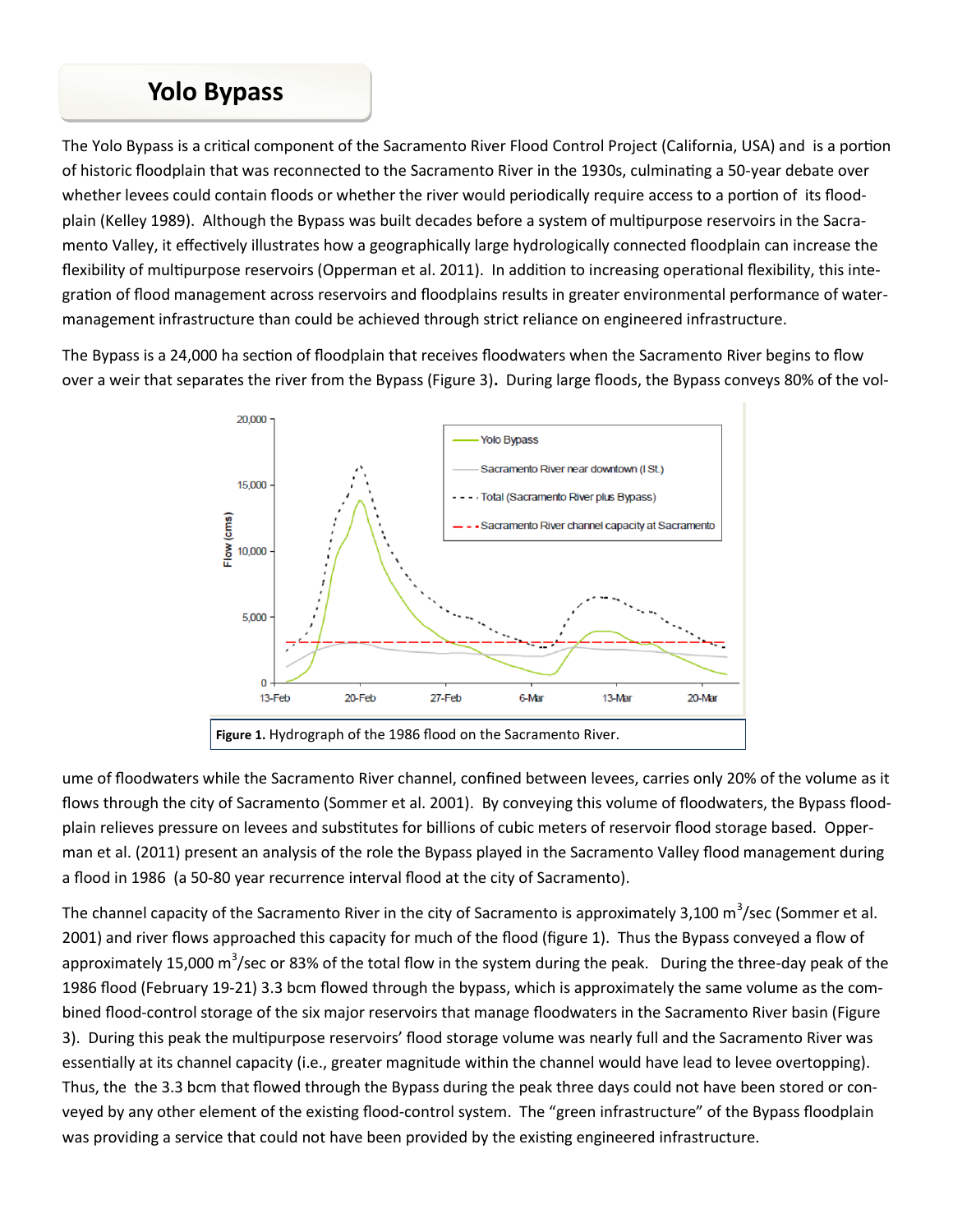# Yolo Bypass

The Yolo Bypass is a critical component of the Sacramento River Flood Control Project (California, USA) and is a portion of historic floodplain that was reconnected to the Sacramento River in the 1930s, culminating a 50-year debate over whether levees could contain floods or whether the river would periodically require access to a portion of its floodplain (Kelley 1989). Although the Bypass was built decades before a system of multipurpose reservoirs in the Sacramento Valley, it effectively illustrates how a geographically large hydrologically connected floodplain can increase the flexibility of multipurpose reservoirs (Opperman et al. 2011). In addition to increasing operational flexibility, this integration of flood management across reservoirs and floodplains results in greater environmental performance of water-management infrastructure than could be achieved through strict reliance on engineered infrastructure.

The Bypass is a 24,000 ha section of floodplain that receives floodwaters when the Sacramento River begins to flow over a weir that separates the river from the Bypass (Figure 3). During large floods, the Bypass conveys 80% of the volume of floodwaters while the Sacramento River channel, confined between levees, carries only 20% of the volume as it flows through the city of Sacramento (Sommer et al. 2001). By conveying this volume of floodwaters, the Bypass floodplain relieves pressure on levees and substitutes for billions of cubic meters of reservoir flood storage based. Opperman et al. (2011) present an analysis of the role the Bypass played in the Sacramento Valley flood management during a flood in 1986 (a 50-80 year recurrence interval flood at the city of Sacramento).

**Figure 1.** Hydrograph of the 1986 flood on the Sacramento River.

The channel capacity of the Sacramento River in the city of Sacramento is approximately 3,100 $m^3$/sec (Sommer et al. 2001) and river flows approached this capacity for much of the flood (figure 1). Thus the Bypass conveyed a flow of approximately 15,000 $m^3$/sec or 83% of the total flow in the system during the peak. During the three-day peak of the 1986 flood (February 19-21) 3.3 bcm flowed through the bypass, which is approximately the same volume as the combined flood-control storage of the six major reservoirs that manage floodwaters in the Sacramento River basin (Figure 3). During this peak the multipurpose reservoirs' flood storage volume was nearly full and the Sacramento River was essentially at its channel capacity (i.e., greater magnitude within the channel would have lead to levee overtopping). Thus, the the 3.3 bcm that flowed through the Bypass during the peak three days could not have been stored or conveyed by any other element of the existing flood-control system. The "green infrastructure" of the Bypass floodplain was providing a service that could not have been provided by the existing engineered infrastructure.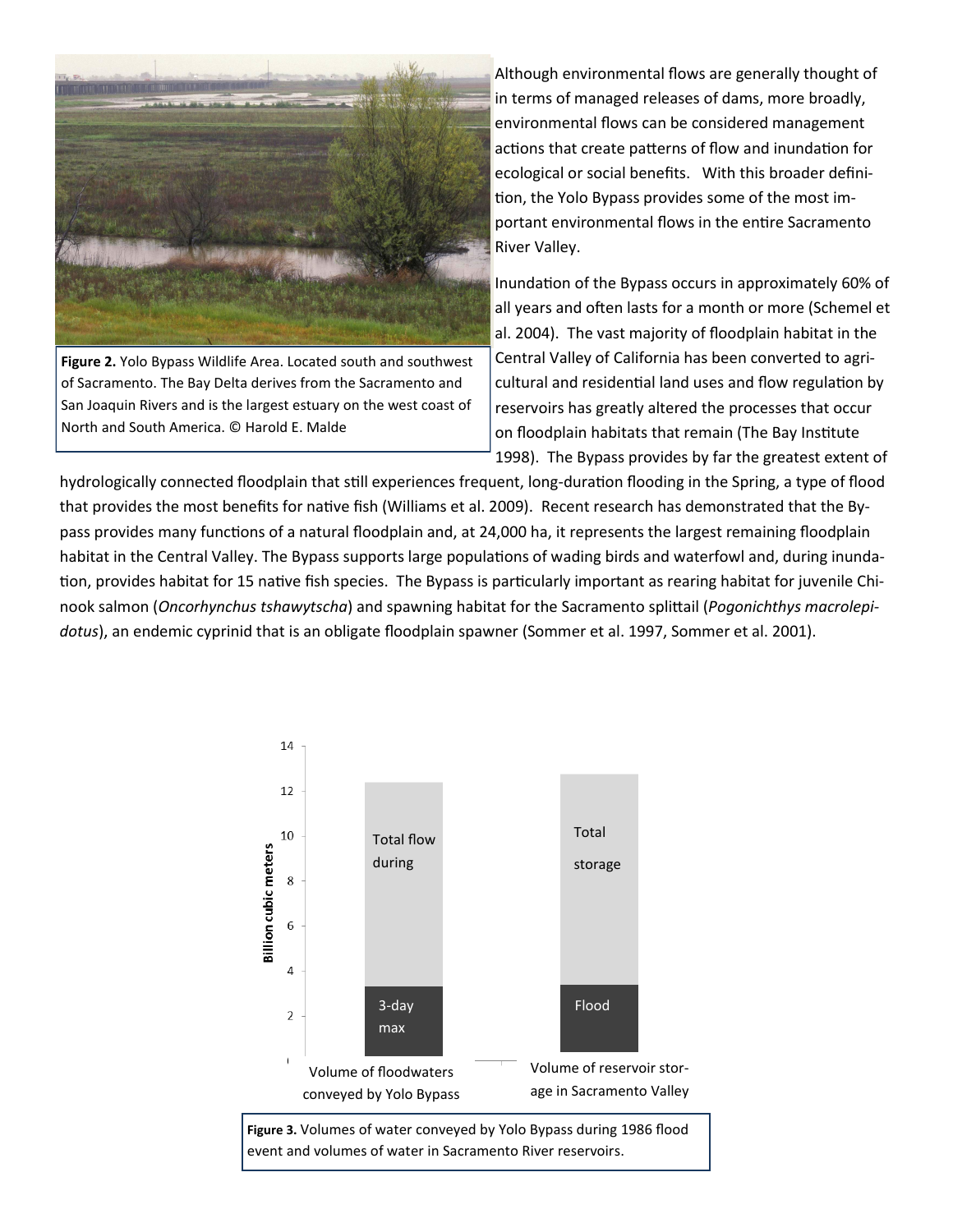Figure 2. Yolo Bypass Wildlife Area. Located south and southwest of Sacramento. The Bay Delta derives from the Sacramento and San Joaquin Rivers and is the largest estuary on the west coast of North and South America. © Harold E. Malde

Although environmental flows are generally thought of in terms of managed releases of dams, more broadly, environmental flows can be considered management actions that create patterns of flow and inundation for ecological or social benefits. With this broader definition, the Yolo Bypass provides some of the most important environmental flows in the entire Sacramento River Valley.

Inundation of the Bypass occurs in approximately 60% of all years and often lasts for a month or more (Schemel et al. 2004). The vast majority of floodplain habitat in the Central Valley of California has been converted to agricultural and residential land uses and flow regulation by reservoirs has greatly altered the processes that occur on floodplain habitats that remain (The Bay Institute 1998). The Bypass provides by far the greatest extent of hydrologically connected floodplain that still experiences frequent, long-duration flooding in the Spring, a type of flood that provides the most benefits for native fish (Williams et al. 2009). Recent research has demonstrated that the Bypass provides many functions of a natural floodplain and, at 24,000 ha, it represents the largest remaining floodplain habitat in the Central Valley. The Bypass supports large populations of wading birds and waterfowl and, during inundation, provides habitat for 15 native fish species. The Bypass is particularly important as rearing habitat for juvenile Chinook salmon (*Oncorhynchus tshawytscha*) and spawning habitat for the Sacramento splittail (*Pogonichthys macrolepidotus*), an endemic cyprinid that is an obligate floodplain spawner (Sommer et al. 1997, Sommer et al. 2001).

Figure 3. Volumes of water conveyed by Yolo Bypass during 1986 flood event and volumes of water in Sacramento River reservoirs.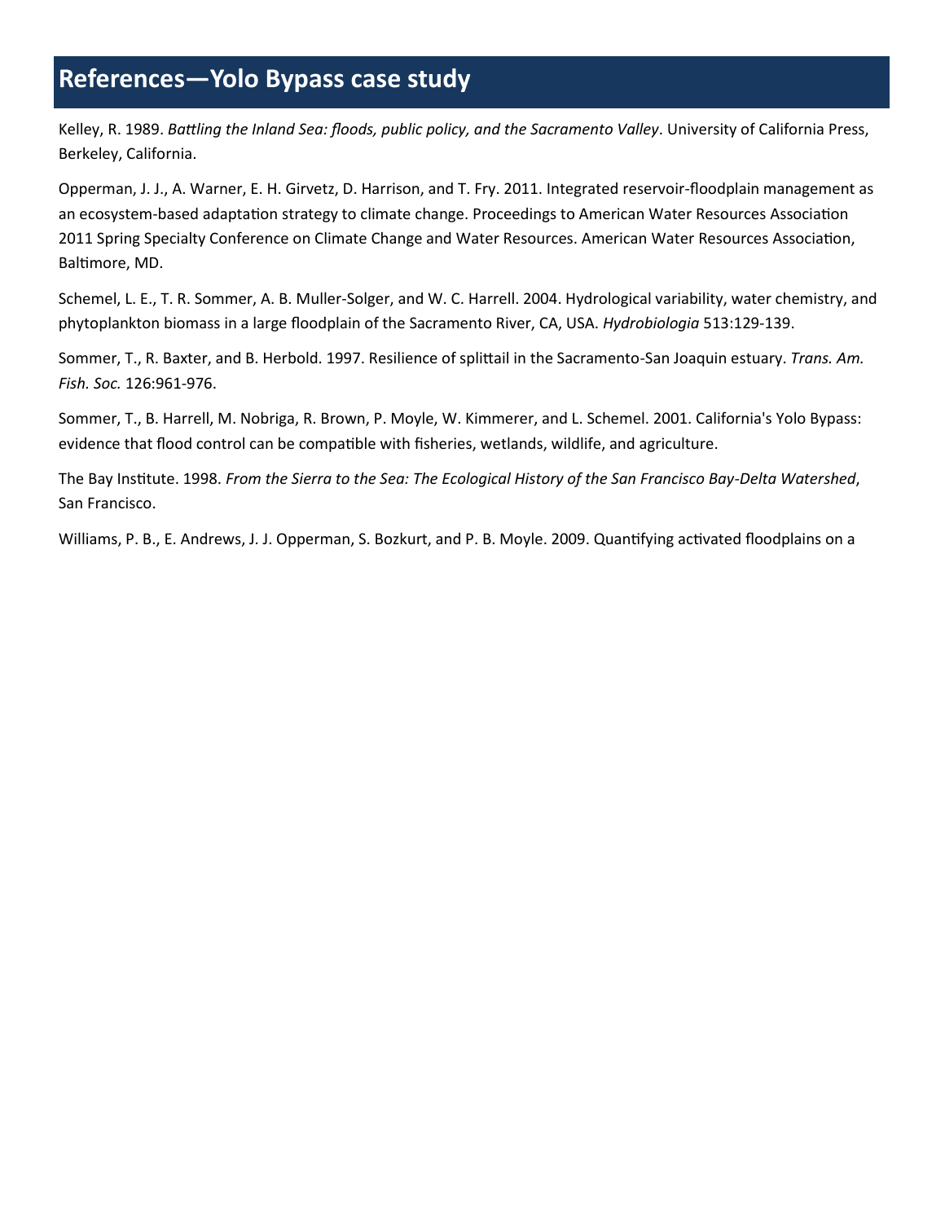## References—Yolo Bypass case study

Kelley, R. 1989. *Battling the Inland Sea: floods, public policy, and the Sacramento Valley*. University of California Press, Berkeley, California.

Opperman, J. J., A. Warner, E. H. Girvetz, D. Harrison, and T. Fry. 2011. Integrated reservoir-floodplain management as an ecosystem-based adaptation strategy to climate change. Proceedings to American Water Resources Association 2011 Spring Specialty Conference on Climate Change and Water Resources. American Water Resources Association, Baltimore, MD.

Schemel, L. E., T. R. Sommer, A. B. Muller-Solger, and W. C. Harrell. 2004. Hydrological variability, water chemistry, and phytoplankton biomass in a large floodplain of the Sacramento River, CA, USA. *Hydrobiologia* 513:129-139.

Sommer, T., R. Baxter, and B. Herbold. 1997. Resilience of splittail in the Sacramento-San Joaquin estuary. *Trans. Am. Fish. Soc.* 126:961-976.

Sommer, T., B. Harrell, M. Nobriga, R. Brown, P. Moyle, W. Kimmerer, and L. Schemel. 2001. California's Yolo Bypass: evidence that flood control can be compatible with fisheries, wetlands, wildlife, and agriculture.

The Bay Institute. 1998. *From the Sierra to the Sea: The Ecological History of the San Francisco Bay-Delta Watershed*, San Francisco.

Williams, P. B., E. Andrews, J. J. Opperman, S. Bozkurt, and P. B. Moyle. 2009. Quantifying activated floodplains on a